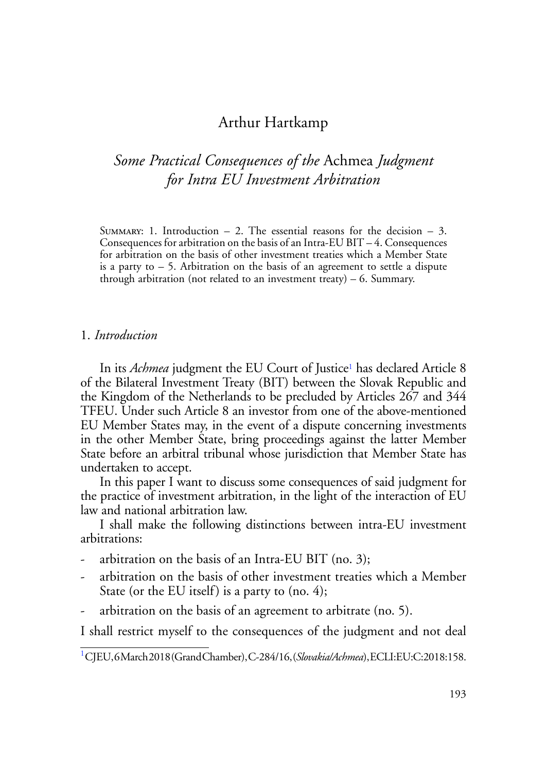# Arthur Hartkamp

## *Some Practical Consequences of the* Achmea *Judgment for Intra EU Investment Arbitration*

Summary: 1. Introduction – 2. The essential reasons for the decision – 3. Consequences for arbitration on the basis of an Intra-EU BIT – 4. Consequences for arbitration on the basis of other investment treaties which a Member State is a party to – 5. Arbitration on the basis of an agreement to settle a dispute through arbitration (not related to an investment treaty) – 6. Summary.

### 1. *Introduction*

In its *Achmea* judgment the EU Court of Justice[1] has declared Article 8 of the Bilateral Investment Treaty (BIT) between the Slovak Republic and the Kingdom of the Netherlands to be precluded by Articles 267 and 344 TFEU. Under such Article 8 an investor from one of the above-mentioned EU Member States may, in the event of a dispute concerning investments in the other Member State, bring proceedings against the latter Member State before an arbitral tribunal whose jurisdiction that Member State has undertaken to accept.

In this paper I want to discuss some consequences of said judgment for the practice of investment arbitration, in the light of the interaction of EU law and national arbitration law.

I shall make the following distinctions between intra-EU investment arbitrations:

- arbitration on the basis of an Intra-EU BIT (no. 3);
- arbitration on the basis of other investment treaties which a Member State (or the EU itself) is a party to (no. 4);
- arbitration on the basis of an agreement to arbitrate (no. 5).

I shall restrict myself to the consequences of the judgment and not deal

[1] CJEU, 6 March 2018 (Grand Chamber), C-284/16, (*Slovakia/Achmea*), ECLI:EU:C:2018:158.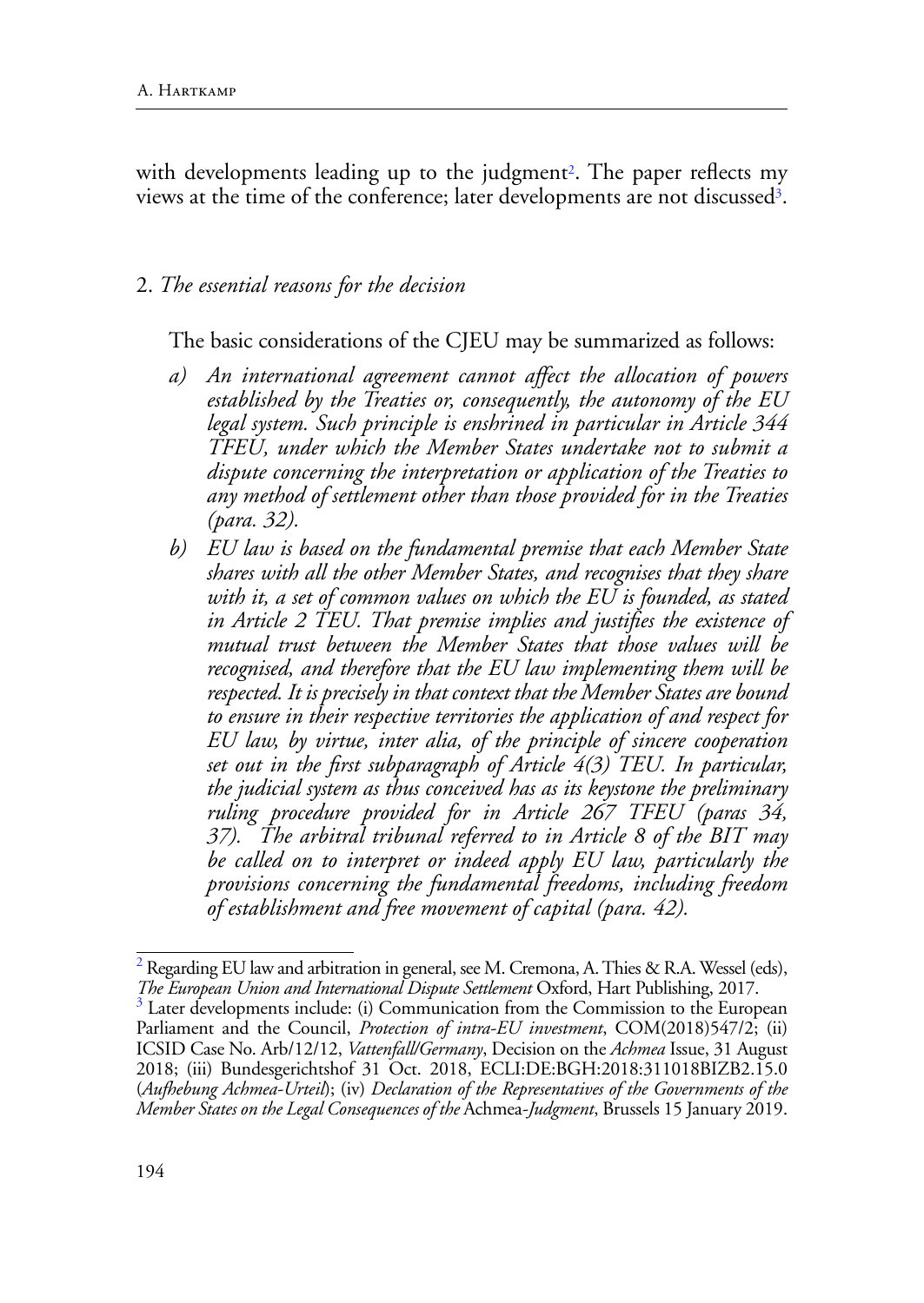with developments leading up to the judgment[2]. The paper reflects my views at the time of the conference; later developments are not discussed[3].

## 2. *The essential reasons for the decision*

The basic considerations of the CJEU may be summarized as follows:

- *a) An international agreement cannot affect the allocation of powers established by the Treaties or, consequently, the autonomy of the EU legal system. Such principle is enshrined in particular in Article 344 TFEU, under which the Member States undertake not to submit a dispute concerning the interpretation or application of the Treaties to any method of settlement other than those provided for in the Treaties (para. 32).*
- *b) EU law is based on the fundamental premise that each Member State shares with all the other Member States, and recognises that they share with it, a set of common values on which the EU is founded, as stated in Article 2 TEU. That premise implies and justifies the existence of mutual trust between the Member States that those values will be recognised, and therefore that the EU law implementing them will be respected. It is precisely in that context that the Member States are bound to ensure in their respective territories the application of and respect for EU law, by virtue, inter alia, of the principle of sincere cooperation set out in the first subparagraph of Article 4(3) TEU. In particular, the judicial system as thus conceived has as its keystone the preliminary ruling procedure provided for in Article 267 TFEU (paras 34, 37). The arbitral tribunal referred to in Article 8 of the BIT may be called on to interpret or indeed apply EU law, particularly the provisions concerning the fundamental freedoms, including freedom of establishment and free movement of capital (para. 42).*

---

[2] Regarding EU law and arbitration in general, see M. Cremona, A. Thies & R.A. Wessel (eds), *The European Union and International Dispute Settlement* Oxford, Hart Publishing, 2017.

[3] Later developments include: (i) Communication from the Commission to the European Parliament and the Council, *Protection of intra-EU investment*, COM(2018)547/2; (ii) ICSID Case No. Arb/12/12, *Vattenfall/Germany*, Decision on the *Achmea* Issue, 31 August 2018; (iii) Bundesgerichtshof 31 Oct. 2018, ECLI:DE:BGH:2018:311018BIZB2.15.0 (*Aufhebung Achmea-Urteil*); (iv) *Declaration of the Representatives of the Governments of the Member States on the Legal Consequences of the* Achmea-*Judgment*, Brussels 15 January 2019.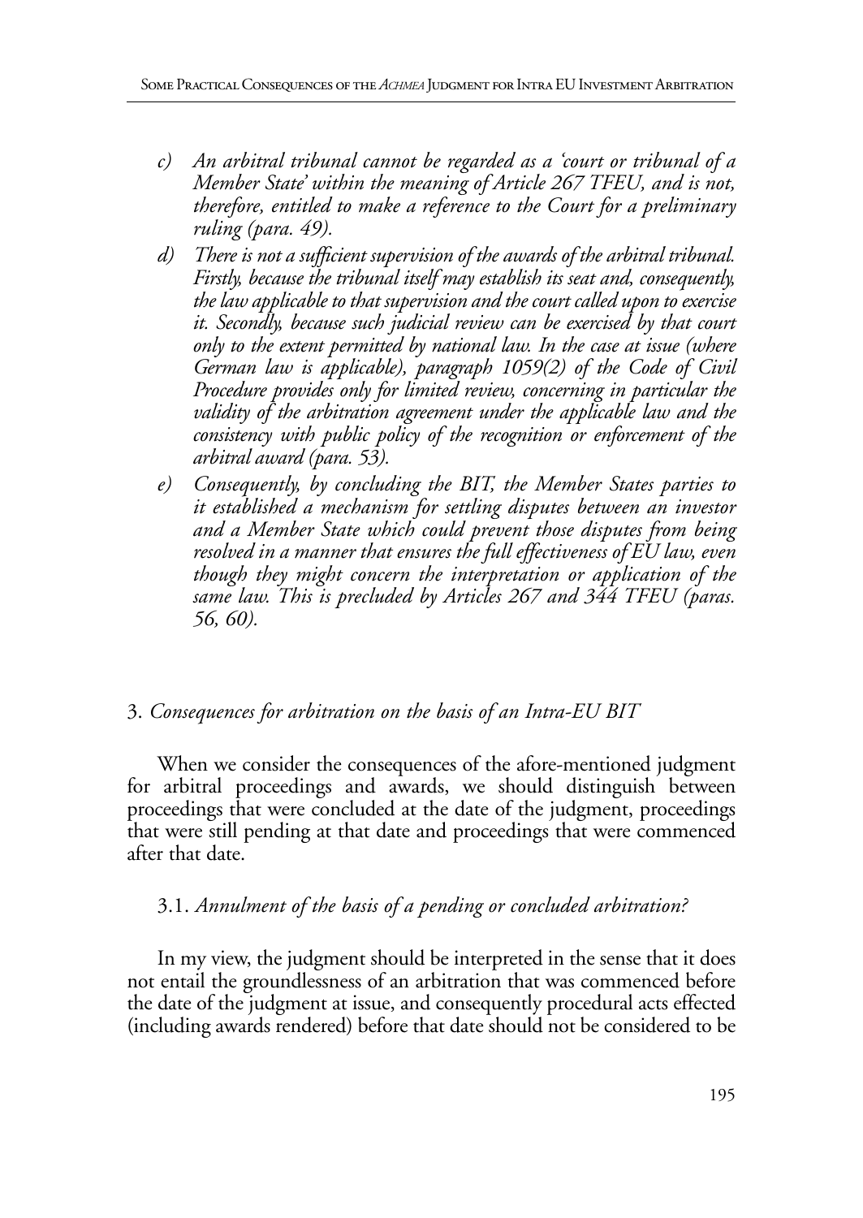- *c) An arbitral tribunal cannot be regarded as a 'court or tribunal of a Member State' within the meaning of Article 267 TFEU, and is not, therefore, entitled to make a reference to the Court for a preliminary ruling (para. 49).*
- *d) There is not a sufficient supervision of the awards of the arbitral tribunal. Firstly, because the tribunal itself may establish its seat and, consequently, the law applicable to that supervision and the court called upon to exercise it. Secondly, because such judicial review can be exercised by that court only to the extent permitted by national law. In the case at issue (where German law is applicable), paragraph 1059(2) of the Code of Civil Procedure provides only for limited review, concerning in particular the validity of the arbitration agreement under the applicable law and the consistency with public policy of the recognition or enforcement of the arbitral award (para. 53).*
- *e) Consequently, by concluding the BIT, the Member States parties to it established a mechanism for settling disputes between an investor and a Member State which could prevent those disputes from being resolved in a manner that ensures the full effectiveness of EU law, even though they might concern the interpretation or application of the same law. This is precluded by Articles 267 and 344 TFEU (paras. 56, 60).*

## 3. *Consequences for arbitration on the basis of an Intra-EU BIT*

When we consider the consequences of the afore-mentioned judgment for arbitral proceedings and awards, we should distinguish between proceedings that were concluded at the date of the judgment, proceedings that were still pending at that date and proceedings that were commenced after that date.

### 3.1. *Annulment of the basis of a pending or concluded arbitration?*

In my view, the judgment should be interpreted in the sense that it does not entail the groundlessness of an arbitration that was commenced before the date of the judgment at issue, and consequently procedural acts effected (including awards rendered) before that date should not be considered to be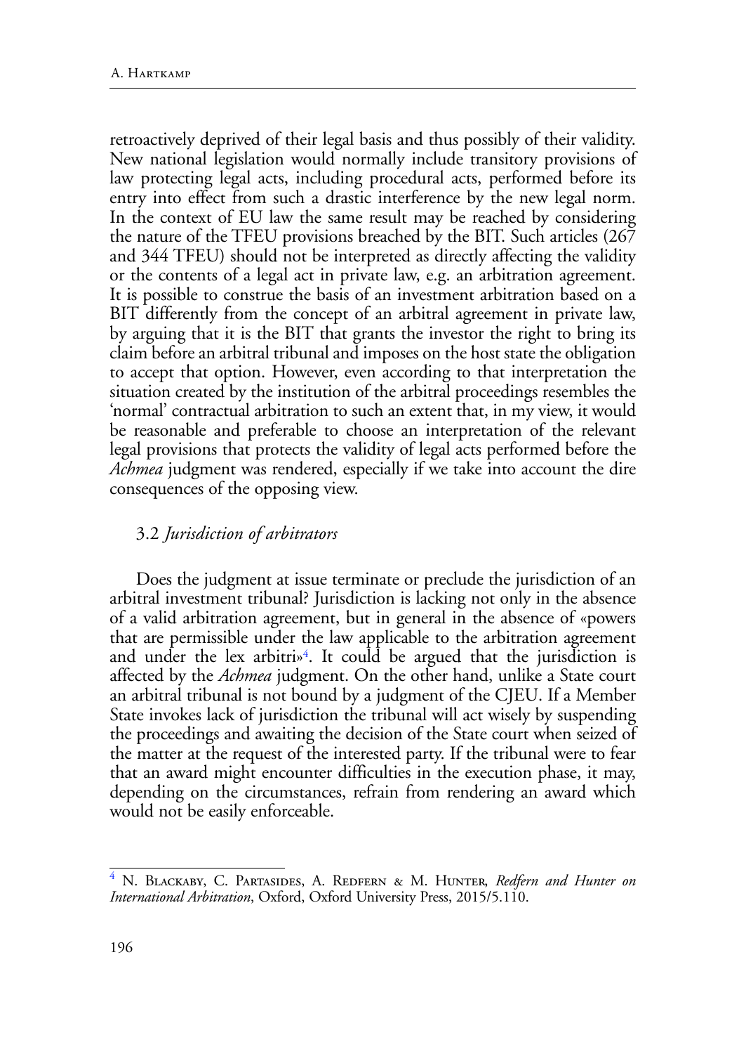retroactively deprived of their legal basis and thus possibly of their validity. New national legislation would normally include transitory provisions of law protecting legal acts, including procedural acts, performed before its entry into effect from such a drastic interference by the new legal norm. In the context of EU law the same result may be reached by considering the nature of the TFEU provisions breached by the BIT. Such articles (267 and 344 TFEU) should not be interpreted as directly affecting the validity or the contents of a legal act in private law, e.g. an arbitration agreement. It is possible to construe the basis of an investment arbitration based on a BIT differently from the concept of an arbitral agreement in private law, by arguing that it is the BIT that grants the investor the right to bring its claim before an arbitral tribunal and imposes on the host state the obligation to accept that option. However, even according to that interpretation the situation created by the institution of the arbitral proceedings resembles the 'normal' contractual arbitration to such an extent that, in my view, it would be reasonable and preferable to choose an interpretation of the relevant legal provisions that protects the validity of legal acts performed before the *Achmea* judgment was rendered, especially if we take into account the dire consequences of the opposing view.

### 3.2 *Jurisdiction of arbitrators*

Does the judgment at issue terminate or preclude the jurisdiction of an arbitral investment tribunal? Jurisdiction is lacking not only in the absence of a valid arbitration agreement, but in general in the absence of «powers that are permissible under the law applicable to the arbitration agreement and under the lex arbitri»[4]. It could be argued that the jurisdiction is affected by the *Achmea* judgment. On the other hand, unlike a State court an arbitral tribunal is not bound by a judgment of the CJEU. If a Member State invokes lack of jurisdiction the tribunal will act wisely by suspending the proceedings and awaiting the decision of the State court when seized of the matter at the request of the interested party. If the tribunal were to fear that an award might encounter difficulties in the execution phase, it may, depending on the circumstances, refrain from rendering an award which would not be easily enforceable.

---

[4] N. Blackaby, C. Partasides, A. Redfern & M. Hunter, *Redfern and Hunter on International Arbitration*, Oxford, Oxford University Press, 2015/5.110.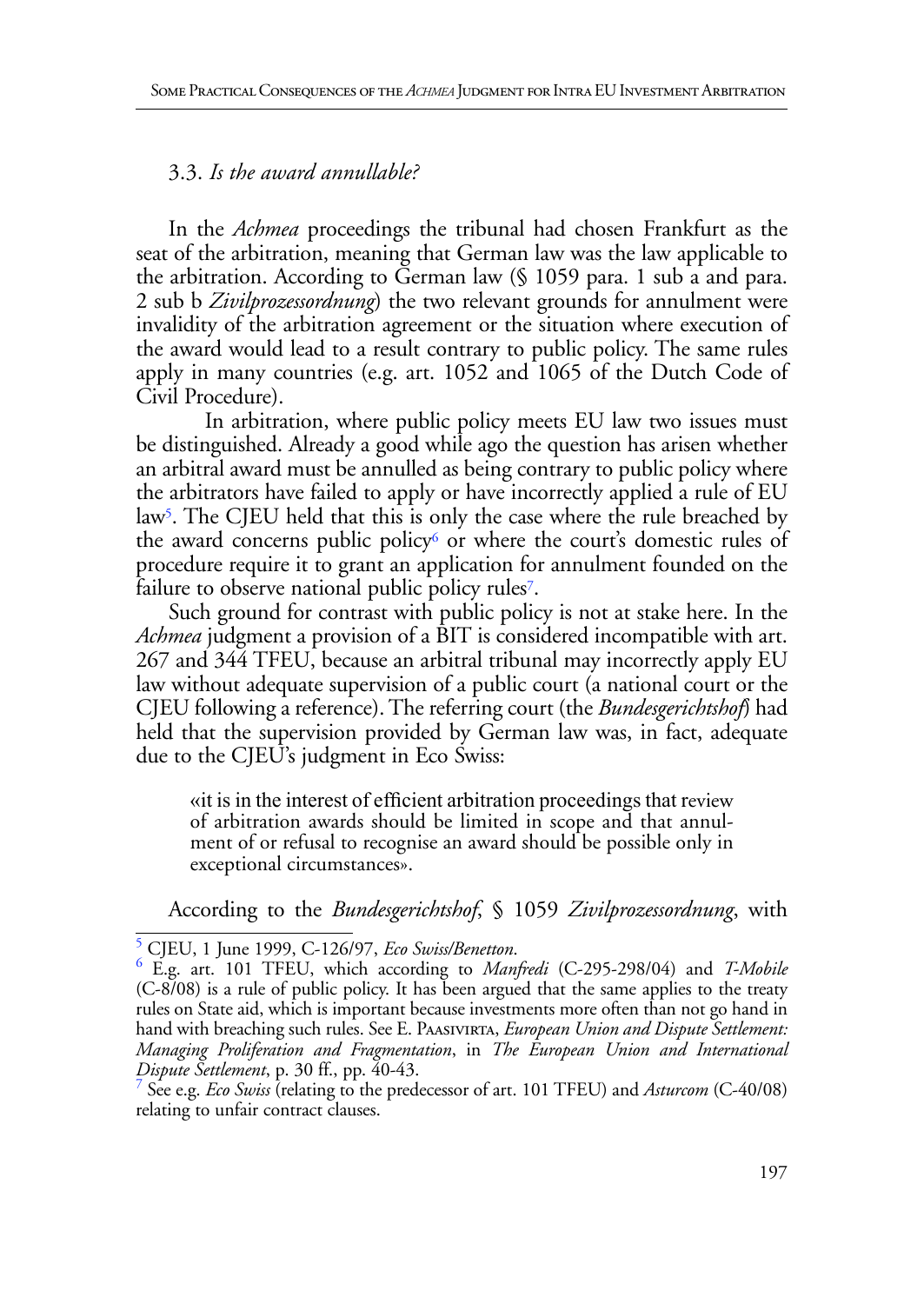### 3.3. *Is the award annullable?*

In the *Achmea* proceedings the tribunal had chosen Frankfurt as the seat of the arbitration, meaning that German law was the law applicable to the arbitration. According to German law (§ 1059 para. 1 sub a and para. 2 sub b *Zivilprozessordnung*) the two relevant grounds for annulment were invalidity of the arbitration agreement or the situation where execution of the award would lead to a result contrary to public policy. The same rules apply in many countries (e.g. art. 1052 and 1065 of the Dutch Code of Civil Procedure).

In arbitration, where public policy meets EU law two issues must be distinguished. Already a good while ago the question has arisen whether an arbitral award must be annulled as being contrary to public policy where the arbitrators have failed to apply or have incorrectly applied a rule of EU law[5]. The CJEU held that this is only the case where the rule breached by the award concerns public policy[6] or where the court's domestic rules of procedure require it to grant an application for annulment founded on the failure to observe national public policy rules[7].

Such ground for contrast with public policy is not at stake here. In the *Achmea* judgment a provision of a BIT is considered incompatible with art. 267 and 344 TFEU, because an arbitral tribunal may incorrectly apply EU law without adequate supervision of a public court (a national court or the CJEU following a reference). The referring court (the *Bundesgerichtshof*) had held that the supervision provided by German law was, in fact, adequate due to the CJEU's judgment in Eco Swiss:

> «it is in the interest of efficient arbitration proceedings that review of arbitration awards should be limited in scope and that annulment of or refusal to recognise an award should be possible only in exceptional circumstances».

According to the *Bundesgerichtshof*, § 1059 *Zivilprozessordnung*, with

---

[5] CJEU, 1 June 1999, C-126/97, *Eco Swiss/Benetton*.

[6] E.g. art. 101 TFEU, which according to *Manfredi* (C-295-298/04) and *T-Mobile* (C-8/08) is a rule of public policy. It has been argued that the same applies to the treaty rules on State aid, which is important because investments more often than not go hand in hand with breaching such rules. See E. Paasivirta, *European Union and Dispute Settlement: Managing Proliferation and Fragmentation*, in *The European Union and International Dispute Settlement*, p. 30 ff., pp. 40-43.

[7] See e.g. *Eco Swiss* (relating to the predecessor of art. 101 TFEU) and *Asturcom* (C-40/08) relating to unfair contract clauses.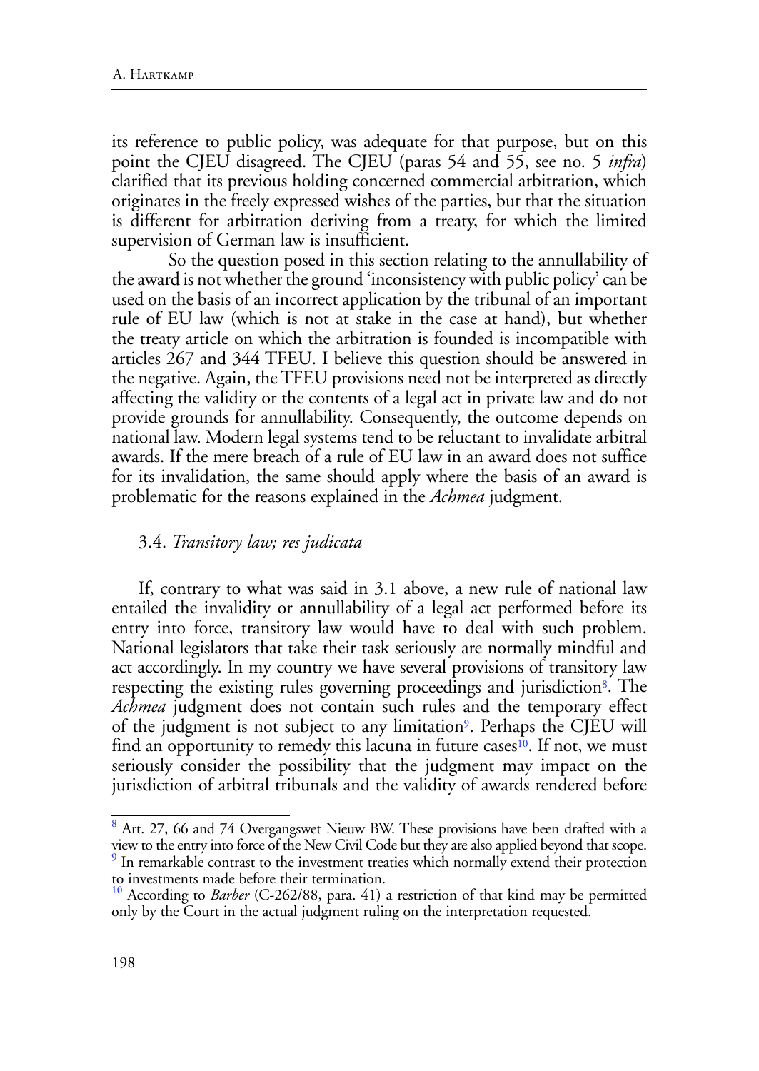its reference to public policy, was adequate for that purpose, but on this point the CJEU disagreed. The CJEU (paras 54 and 55, see no. 5 *infra*) clarified that its previous holding concerned commercial arbitration, which originates in the freely expressed wishes of the parties, but that the situation is different for arbitration deriving from a treaty, for which the limited supervision of German law is insufficient.

So the question posed in this section relating to the annullability of the award is not whether the ground 'inconsistency with public policy' can be used on the basis of an incorrect application by the tribunal of an important rule of EU law (which is not at stake in the case at hand), but whether the treaty article on which the arbitration is founded is incompatible with articles 267 and 344 TFEU. I believe this question should be answered in the negative. Again, the TFEU provisions need not be interpreted as directly affecting the validity or the contents of a legal act in private law and do not provide grounds for annullability. Consequently, the outcome depends on national law. Modern legal systems tend to be reluctant to invalidate arbitral awards. If the mere breach of a rule of EU law in an award does not suffice for its invalidation, the same should apply where the basis of an award is problematic for the reasons explained in the *Achmea* judgment.

### 3.4. *Transitory law; res judicata*

If, contrary to what was said in 3.1 above, a new rule of national law entailed the invalidity or annullability of a legal act performed before its entry into force, transitory law would have to deal with such problem. National legislators that take their task seriously are normally mindful and act accordingly. In my country we have several provisions of transitory law respecting the existing rules governing proceedings and jurisdiction[8]. The *Achmea* judgment does not contain such rules and the temporary effect of the judgment is not subject to any limitation[9]. Perhaps the CJEU will find an opportunity to remedy this lacuna in future cases[10]. If not, we must seriously consider the possibility that the judgment may impact on the jurisdiction of arbitral tribunals and the validity of awards rendered before

---

[8] Art. 27, 66 and 74 Overgangswet Nieuw BW. These provisions have been drafted with a view to the entry into force of the New Civil Code but they are also applied beyond that scope.

[9] In remarkable contrast to the investment treaties which normally extend their protection to investments made before their termination.

[10] According to *Barber* (C-262/88, para. 41) a restriction of that kind may be permitted only by the Court in the actual judgment ruling on the interpretation requested.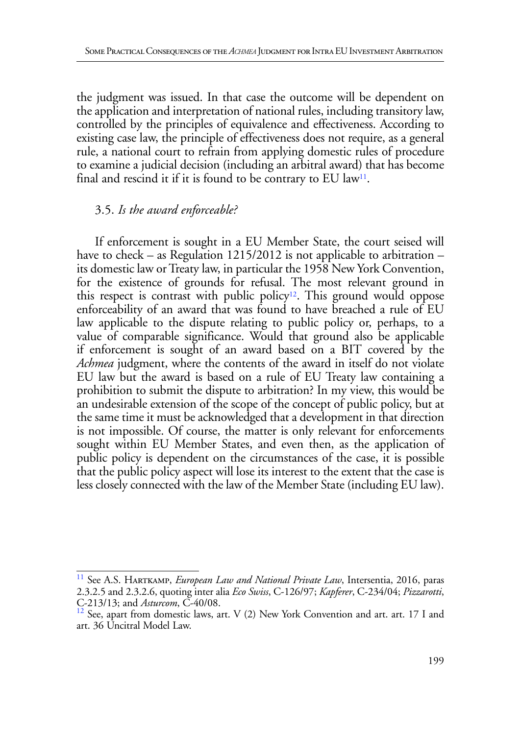the judgment was issued. In that case the outcome will be dependent on the application and interpretation of national rules, including transitory law, controlled by the principles of equivalence and effectiveness. According to existing case law, the principle of effectiveness does not require, as a general rule, a national court to refrain from applying domestic rules of procedure to examine a judicial decision (including an arbitral award) that has become final and rescind it if it is found to be contrary to EU law[11].

### 3.5. *Is the award enforceable?*

If enforcement is sought in a EU Member State, the court seised will have to check – as Regulation 1215/2012 is not applicable to arbitration – its domestic law or Treaty law, in particular the 1958 New York Convention, for the existence of grounds for refusal. The most relevant ground in this respect is contrast with public policy[12]. This ground would oppose enforceability of an award that was found to have breached a rule of EU law applicable to the dispute relating to public policy or, perhaps, to a value of comparable significance. Would that ground also be applicable if enforcement is sought of an award based on a BIT covered by the *Achmea* judgment, where the contents of the award in itself do not violate EU law but the award is based on a rule of EU Treaty law containing a prohibition to submit the dispute to arbitration? In my view, this would be an undesirable extension of the scope of the concept of public policy, but at the same time it must be acknowledged that a development in that direction is not impossible. Of course, the matter is only relevant for enforcements sought within EU Member States, and even then, as the application of public policy is dependent on the circumstances of the case, it is possible that the public policy aspect will lose its interest to the extent that the case is less closely connected with the law of the Member State (including EU law).

---

[11] See A.S. Hartkamp, *European Law and National Private Law*, Intersentia, 2016, paras 2.3.2.5 and 2.3.2.6, quoting inter alia *Eco Swiss*, C-126/97; *Kapferer*, C-234/04; *Pizzarotti*, C-213/13; and *Asturcom*, C-40/08.

[12] See, apart from domestic laws, art. V (2) New York Convention and art. art. 17 I and art. 36 Uncitral Model Law.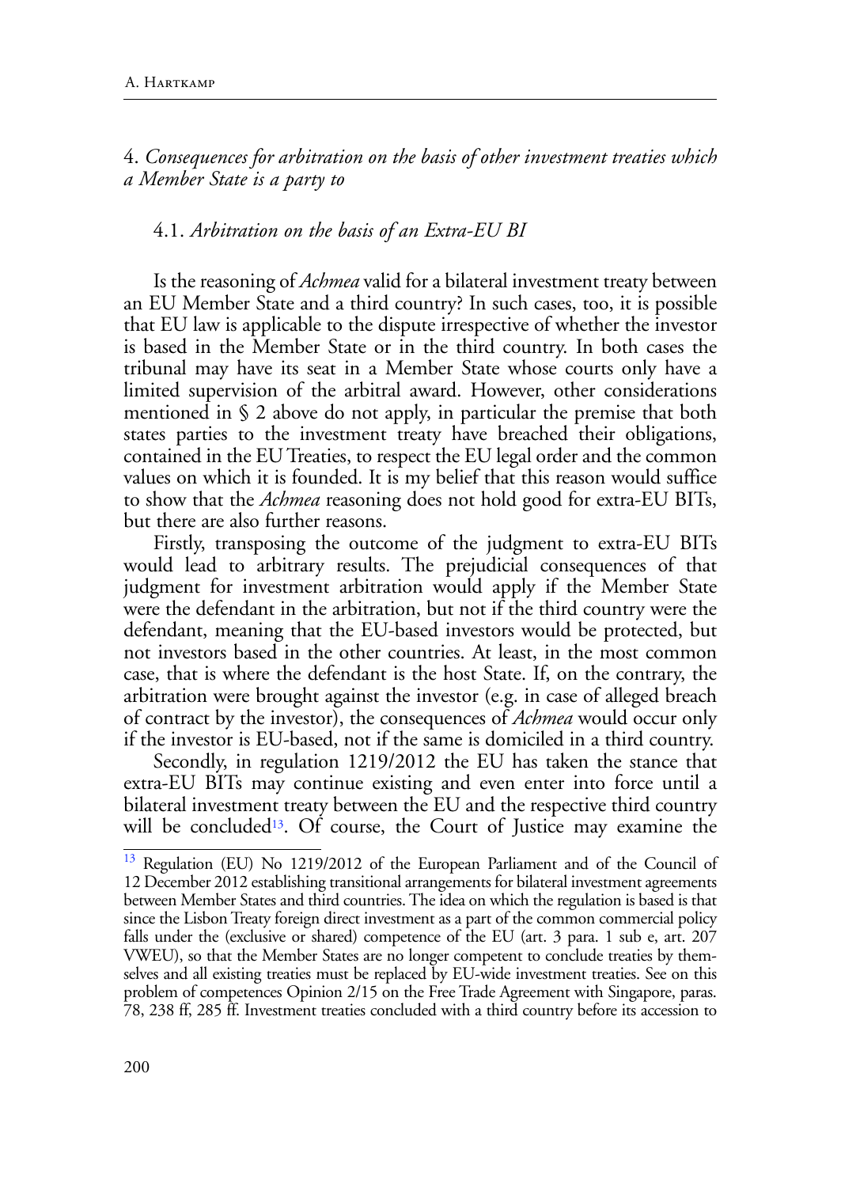## 4. *Consequences for arbitration on the basis of other investment treaties which a Member State is a party to*

### 4.1. *Arbitration on the basis of an Extra-EU BI*

Is the reasoning of *Achmea* valid for a bilateral investment treaty between an EU Member State and a third country? In such cases, too, it is possible that EU law is applicable to the dispute irrespective of whether the investor is based in the Member State or in the third country. In both cases the tribunal may have its seat in a Member State whose courts only have a limited supervision of the arbitral award. However, other considerations mentioned in § 2 above do not apply, in particular the premise that both states parties to the investment treaty have breached their obligations, contained in the EU Treaties, to respect the EU legal order and the common values on which it is founded. It is my belief that this reason would suffice to show that the *Achmea* reasoning does not hold good for extra-EU BITs, but there are also further reasons.

Firstly, transposing the outcome of the judgment to extra-EU BITs would lead to arbitrary results. The prejudicial consequences of that judgment for investment arbitration would apply if the Member State were the defendant in the arbitration, but not if the third country were the defendant, meaning that the EU-based investors would be protected, but not investors based in the other countries. At least, in the most common case, that is where the defendant is the host State. If, on the contrary, the arbitration were brought against the investor (e.g. in case of alleged breach of contract by the investor), the consequences of *Achmea* would occur only if the investor is EU-based, not if the same is domiciled in a third country.

Secondly, in regulation 1219/2012 the EU has taken the stance that extra-EU BITs may continue existing and even enter into force until a bilateral investment treaty between the EU and the respective third country will be concluded[13]. Of course, the Court of Justice may examine the

---

[13] Regulation (EU) No 1219/2012 of the European Parliament and of the Council of 12 December 2012 establishing transitional arrangements for bilateral investment agreements between Member States and third countries. The idea on which the regulation is based is that since the Lisbon Treaty foreign direct investment as a part of the common commercial policy falls under the (exclusive or shared) competence of the EU (art. 3 para. 1 sub e, art. 207 VWEU), so that the Member States are no longer competent to conclude treaties by themselves and all existing treaties must be replaced by EU-wide investment treaties. See on this problem of competences Opinion 2/15 on the Free Trade Agreement with Singapore, paras. 78, 238 ff, 285 ff. Investment treaties concluded with a third country before its accession to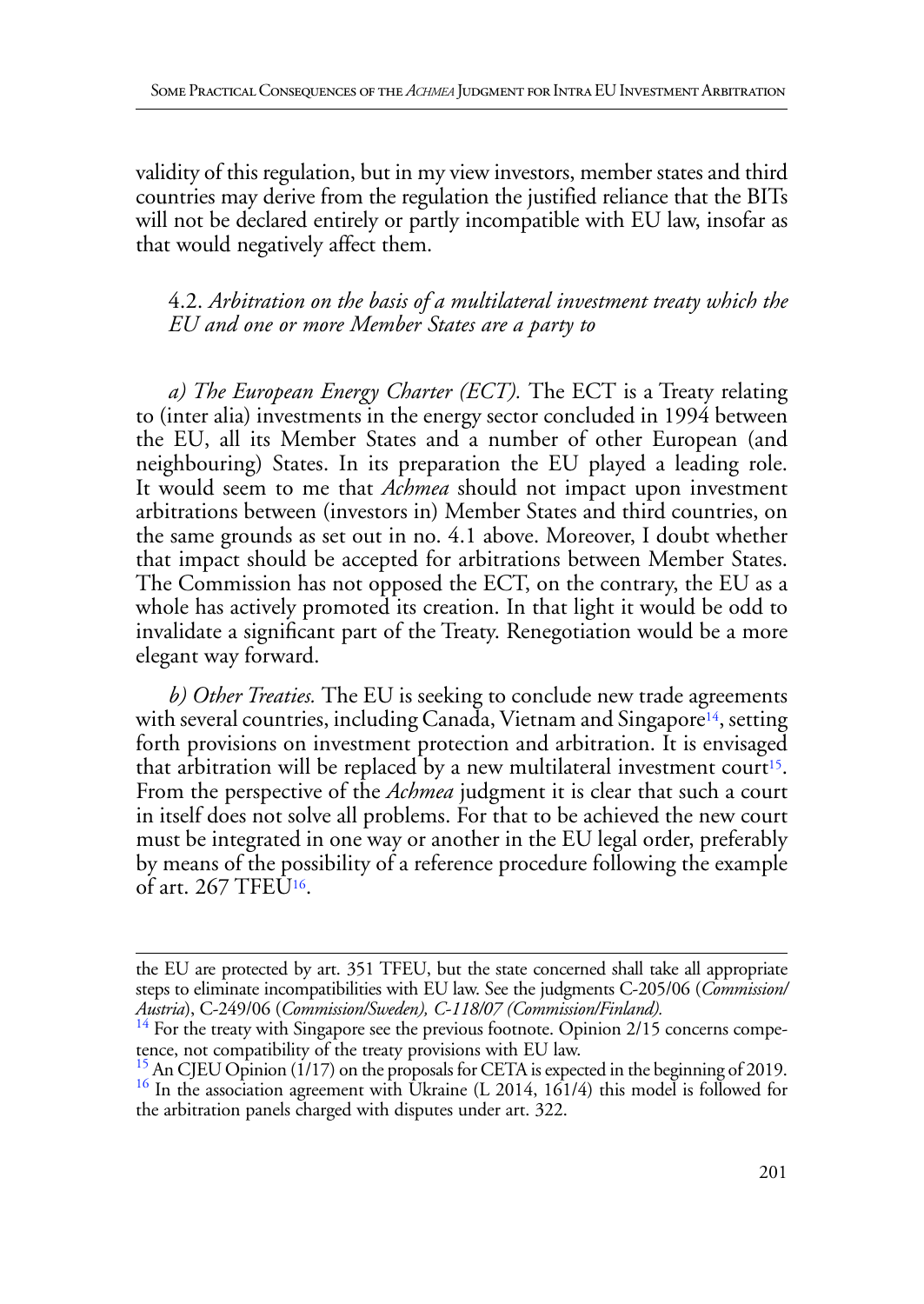validity of this regulation, but in my view investors, member states and third countries may derive from the regulation the justified reliance that the BITs will not be declared entirely or partly incompatible with EU law, insofar as that would negatively affect them.

### 4.2. *Arbitration on the basis of a multilateral investment treaty which the EU and one or more Member States are a party to*

*a) The European Energy Charter (ECT).* The ECT is a Treaty relating to (inter alia) investments in the energy sector concluded in 1994 between the EU, all its Member States and a number of other European (and neighbouring) States. In its preparation the EU played a leading role. It would seem to me that *Achmea* should not impact upon investment arbitrations between (investors in) Member States and third countries, on the same grounds as set out in no. 4.1 above. Moreover, I doubt whether that impact should be accepted for arbitrations between Member States. The Commission has not opposed the ECT, on the contrary, the EU as a whole has actively promoted its creation. In that light it would be odd to invalidate a significant part of the Treaty. Renegotiation would be a more elegant way forward.

*b) Other Treaties.* The EU is seeking to conclude new trade agreements with several countries, including Canada, Vietnam and Singapore[14], setting forth provisions on investment protection and arbitration. It is envisaged that arbitration will be replaced by a new multilateral investment court[15]. From the perspective of the *Achmea* judgment it is clear that such a court in itself does not solve all problems. For that to be achieved the new court must be integrated in one way or another in the EU legal order, preferably by means of the possibility of a reference procedure following the example of art. 267 TFEU[16].

---

the EU are protected by art. 351 TFEU, but the state concerned shall take all appropriate steps to eliminate incompatibilities with EU law. See the judgments C-205/06 (*Commission/Austria*), C-249/06 (*Commission/Sweden), C-118/07 (Commission/Finland).*

[14] For the treaty with Singapore see the previous footnote. Opinion 2/15 concerns competence, not compatibility of the treaty provisions with EU law.

[15] An CJEU Opinion (1/17) on the proposals for CETA is expected in the beginning of 2019.

[16] In the association agreement with Ukraine (L 2014, 161/4) this model is followed for the arbitration panels charged with disputes under art. 322.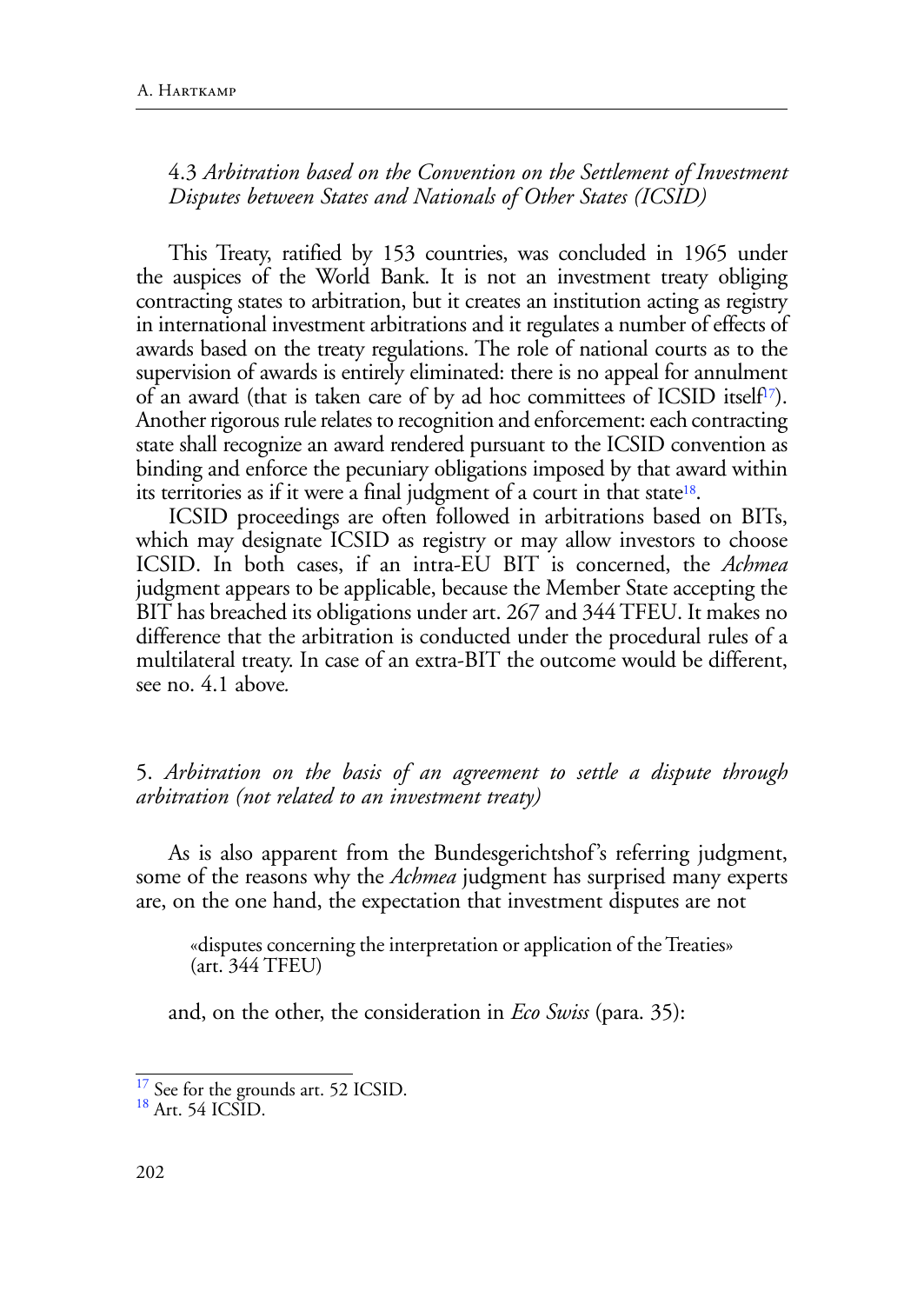### 4.3 *Arbitration based on the Convention on the Settlement of Investment Disputes between States and Nationals of Other States (ICSID)*

This Treaty, ratified by 153 countries, was concluded in 1965 under the auspices of the World Bank. It is not an investment treaty obliging contracting states to arbitration, but it creates an institution acting as registry in international investment arbitrations and it regulates a number of effects of awards based on the treaty regulations. The role of national courts as to the supervision of awards is entirely eliminated: there is no appeal for annulment of an award (that is taken care of by ad hoc committees of ICSID itself[17]). Another rigorous rule relates to recognition and enforcement: each contracting state shall recognize an award rendered pursuant to the ICSID convention as binding and enforce the pecuniary obligations imposed by that award within its territories as if it were a final judgment of a court in that state[18].

ICSID proceedings are often followed in arbitrations based on BITs, which may designate ICSID as registry or may allow investors to choose ICSID. In both cases, if an intra-EU BIT is concerned, the *Achmea* judgment appears to be applicable, because the Member State accepting the BIT has breached its obligations under art. 267 and 344 TFEU. It makes no difference that the arbitration is conducted under the procedural rules of a multilateral treaty. In case of an extra-BIT the outcome would be different, see no. 4.1 above.

## 5. *Arbitration on the basis of an agreement to settle a dispute through arbitration (not related to an investment treaty)*

As is also apparent from the Bundesgerichtshof's referring judgment, some of the reasons why the *Achmea* judgment has surprised many experts are, on the one hand, the expectation that investment disputes are not

> «disputes concerning the interpretation or application of the Treaties» (art. 344 TFEU)

and, on the other, the consideration in *Eco Swiss* (para. 35):

---

[17] See for the grounds art. 52 ICSID.

[18] Art. 54 ICSID.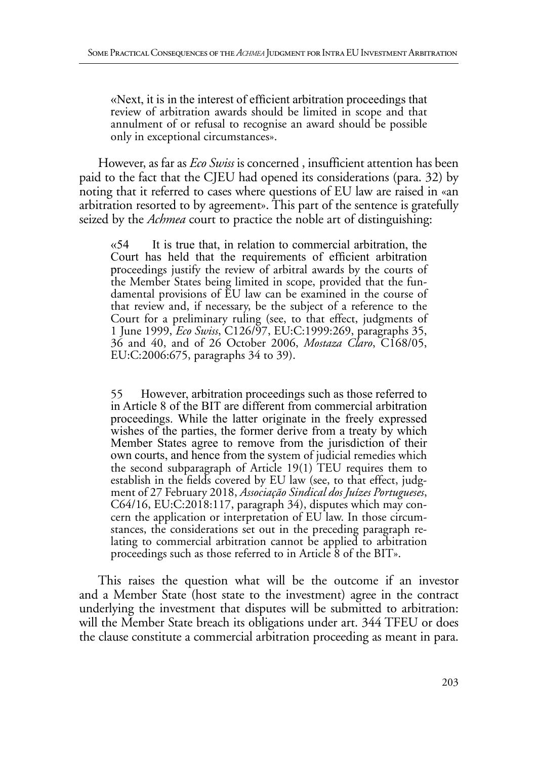«Next, it is in the interest of efficient arbitration proceedings that review of arbitration awards should be limited in scope and that annulment of or refusal to recognise an award should be possible only in exceptional circumstances».

However, as far as *Eco Swiss* is concerned , insufficient attention has been paid to the fact that the CJEU had opened its considerations (para. 32) by noting that it referred to cases where questions of EU law are raised in «an arbitration resorted to by agreement». This part of the sentence is gratefully seized by the *Achmea* court to practice the noble art of distinguishing:

> «54 It is true that, in relation to commercial arbitration, the Court has held that the requirements of efficient arbitration proceedings justify the review of arbitral awards by the courts of the Member States being limited in scope, provided that the fundamental provisions of EU law can be examined in the course of that review and, if necessary, be the subject of a reference to the Court for a preliminary ruling (see, to that effect, judgments of 1 June 1999, *Eco Swiss*, C126/97, EU:C:1999:269, paragraphs 35, 36 and 40, and of 26 October 2006, *Mostaza Claro*, C168/05, EU:C:2006:675, paragraphs 34 to 39).
>
> 55 However, arbitration proceedings such as those referred to in Article 8 of the BIT are different from commercial arbitration proceedings. While the latter originate in the freely expressed wishes of the parties, the former derive from a treaty by which Member States agree to remove from the jurisdiction of their own courts, and hence from the system of judicial remedies which the second subparagraph of Article 19(1) TEU requires them to establish in the fields covered by EU law (see, to that effect, judgment of 27 February 2018, *Associação Sindical dos Juízes Portugueses*, C64/16, EU:C:2018:117, paragraph 34), disputes which may concern the application or interpretation of EU law. In those circumstances, the considerations set out in the preceding paragraph relating to commercial arbitration cannot be applied to arbitration proceedings such as those referred to in Article 8 of the BIT».

This raises the question what will be the outcome if an investor and a Member State (host state to the investment) agree in the contract underlying the investment that disputes will be submitted to arbitration: will the Member State breach its obligations under art. 344 TFEU or does the clause constitute a commercial arbitration proceeding as meant in para.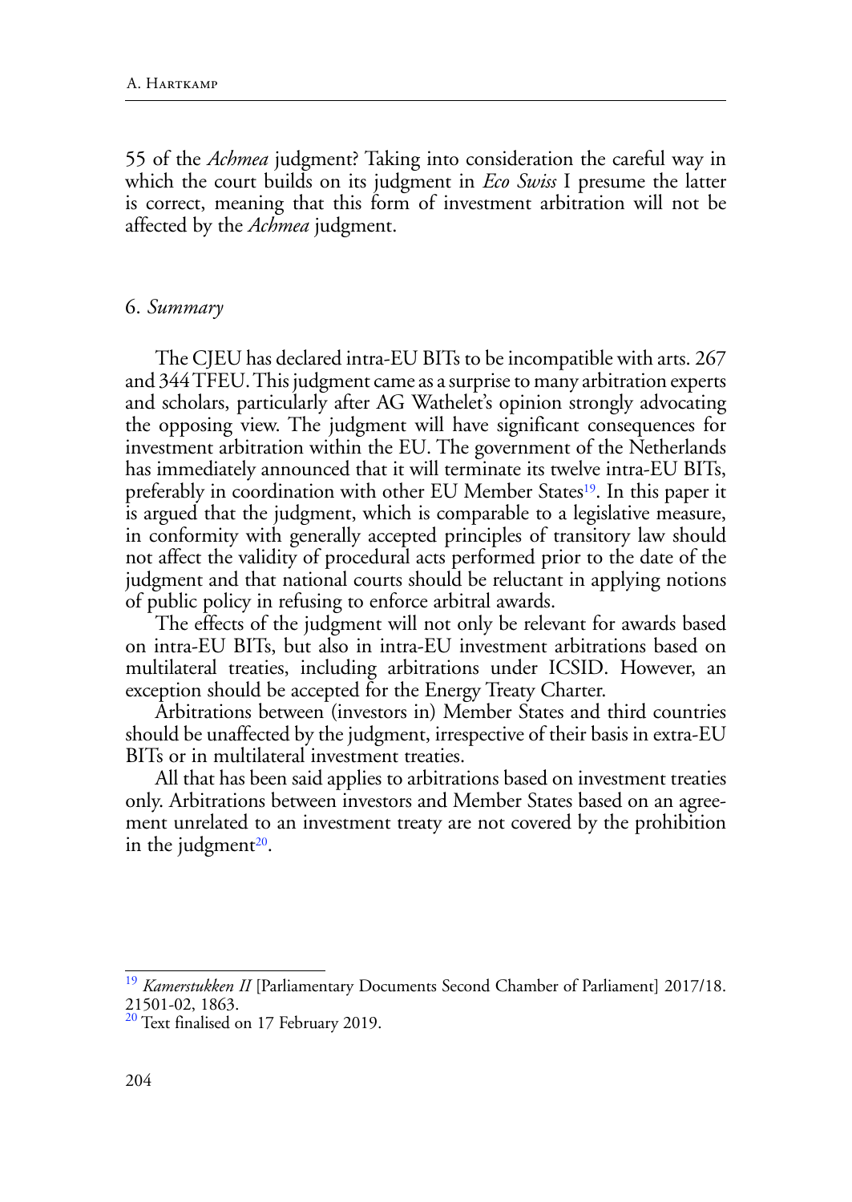55 of the *Achmea* judgment? Taking into consideration the careful way in which the court builds on its judgment in *Eco Swiss* I presume the latter is correct, meaning that this form of investment arbitration will not be affected by the *Achmea* judgment.

## 6. *Summary*

The CJEU has declared intra-EU BITs to be incompatible with arts. 267 and 344 TFEU. This judgment came as a surprise to many arbitration experts and scholars, particularly after AG Wathelet's opinion strongly advocating the opposing view. The judgment will have significant consequences for investment arbitration within the EU. The government of the Netherlands has immediately announced that it will terminate its twelve intra-EU BITs, preferably in coordination with other EU Member States[19]. In this paper it is argued that the judgment, which is comparable to a legislative measure, in conformity with generally accepted principles of transitory law should not affect the validity of procedural acts performed prior to the date of the judgment and that national courts should be reluctant in applying notions of public policy in refusing to enforce arbitral awards.

The effects of the judgment will not only be relevant for awards based on intra-EU BITs, but also in intra-EU investment arbitrations based on multilateral treaties, including arbitrations under ICSID. However, an exception should be accepted for the Energy Treaty Charter.

Arbitrations between (investors in) Member States and third countries should be unaffected by the judgment, irrespective of their basis in extra-EU BITs or in multilateral investment treaties.

All that has been said applies to arbitrations based on investment treaties only. Arbitrations between investors and Member States based on an agreement unrelated to an investment treaty are not covered by the prohibition in the judgment[20].

---

[19] *Kamerstukken II* [Parliamentary Documents Second Chamber of Parliament] 2017/18. 21501-02, 1863.

[20] Text finalised on 17 February 2019.